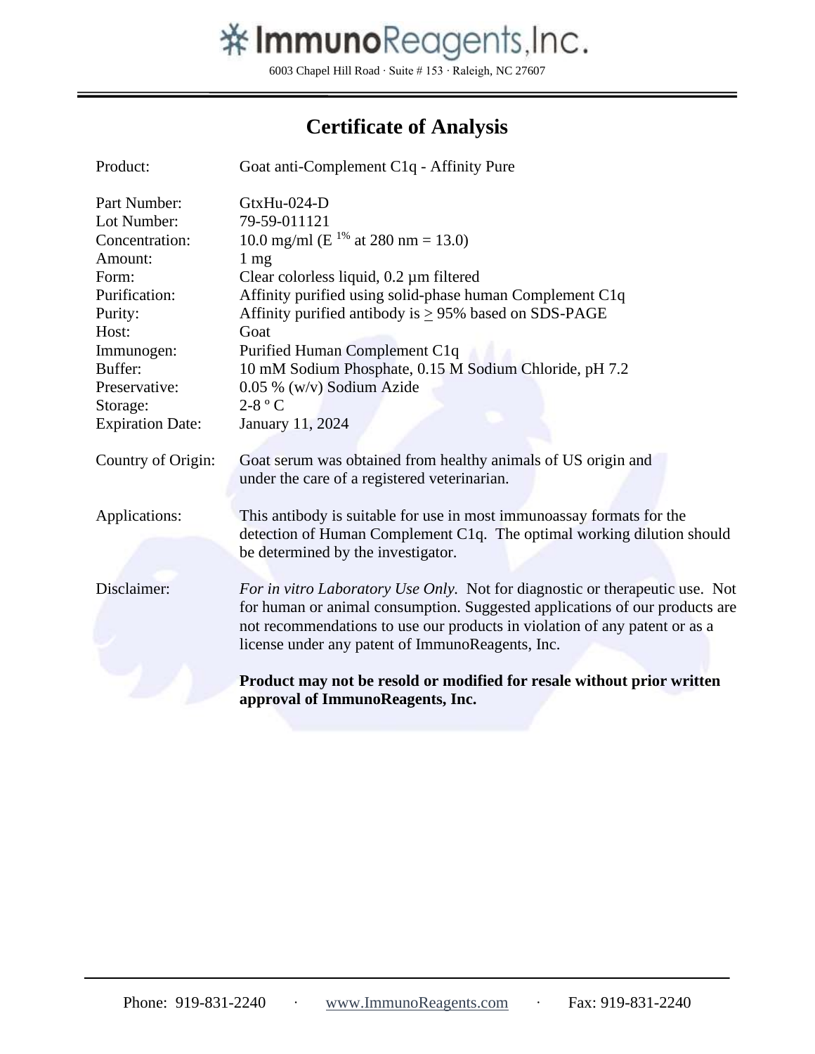# ImmunoReagents, Inc.

6003 Chapel Hill Road · Suite # 153 · Raleigh, NC 27607

## Certificate of Analysis

| | |
|---|---|
| Product: | Goat anti-Complement C1q - Affinity Pure |
| Part Number: | GtxHu-024-D |
| Lot Number: | 79-59-011121 |
| Concentration: | 10.0 mg/ml ($E^{1\%}$ at 280 nm = 13.0) |
| Amount: | 1 mg |
| Form: | Clear colorless liquid, 0.2 µm filtered |
| Purification: | Affinity purified using solid-phase human Complement C1q |
| Purity: | Affinity purified antibody is $\geq$ 95% based on SDS-PAGE |
| Host: | Goat |
| Immunogen: | Purified Human Complement C1q |
| Buffer: | 10 mM Sodium Phosphate, 0.15 M Sodium Chloride, pH 7.2 |
| Preservative: | 0.05 % (w/v) Sodium Azide |
| Storage: | 2-8 º C |
| Expiration Date: | January 11, 2024 |
| Country of Origin: | Goat serum was obtained from healthy animals of US origin and under the care of a registered veterinarian. |
| Applications: | This antibody is suitable for use in most immunoassay formats for the detection of Human Complement C1q. The optimal working dilution should be determined by the investigator. |
| Disclaimer: | *For in vitro Laboratory Use Only.* Not for diagnostic or therapeutic use. Not for human or animal consumption. Suggested applications of our products are not recommendations to use our products in violation of any patent or as a license under any patent of ImmunoReagents, Inc. |

**Product may not be resold or modified for resale without prior written approval of ImmunoReagents, Inc.**

Phone: 919-831-2240 · www.ImmunoReagents.com · Fax: 919-831-2240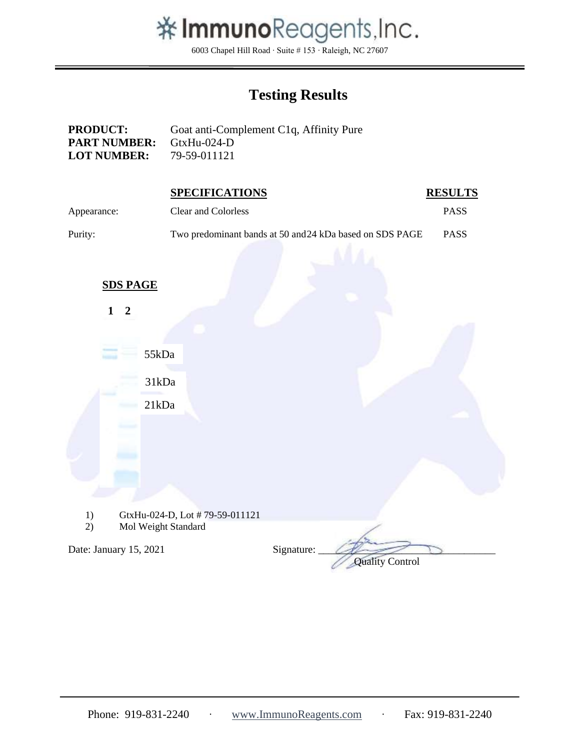# Testing Results

**PRODUCT:** Goat anti-Complement C1q, Affinity Pure
**PART NUMBER:** GtxHu-024-D
**LOT NUMBER:** 79-59-011121

| | SPECIFICATIONS | RESULTS |
|---|---|---|
| Appearance: | Clear and Colorless | PASS |
| Purity: | Two predominant bands at 50 and 24 kDa based on SDS PAGE | PASS |

**SDS PAGE**

1 2

55kDa

31kDa

21kDa

1) GtxHu-024-D, Lot # 79-59-011121
2) Mol Weight Standard

Date: January 15, 2021

Signature: ______________________
Quality Control